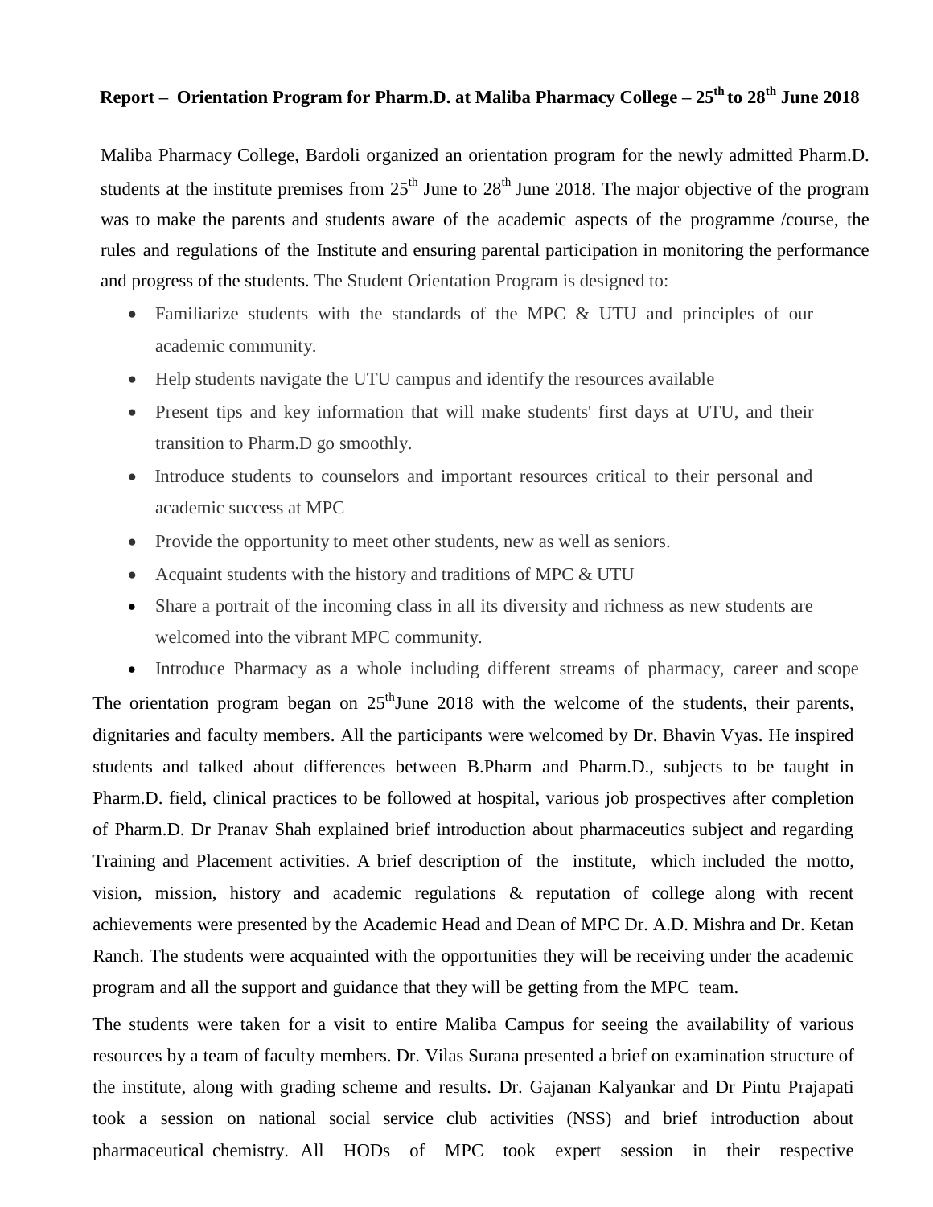# Report – Orientation Program for Pharm.D. at Maliba Pharmacy College – 25th to 28th June 2018

Maliba Pharmacy College, Bardoli organized an orientation program for the newly admitted Pharm.D. students at the institute premises from 25th June to 28th June 2018. The major objective of the program was to make the parents and students aware of the academic aspects of the programme /course, the rules and regulations of the Institute and ensuring parental participation in monitoring the performance and progress of the students. The Student Orientation Program is designed to:

- Familiarize students with the standards of the MPC & UTU and principles of our academic community.
- Help students navigate the UTU campus and identify the resources available
- Present tips and key information that will make students' first days at UTU, and their transition to Pharm.D go smoothly.
- Introduce students to counselors and important resources critical to their personal and academic success at MPC
- Provide the opportunity to meet other students, new as well as seniors.
- Acquaint students with the history and traditions of MPC & UTU
- Share a portrait of the incoming class in all its diversity and richness as new students are welcomed into the vibrant MPC community.
- Introduce Pharmacy as a whole including different streams of pharmacy, career and scope

The orientation program began on 25thJune 2018 with the welcome of the students, their parents, dignitaries and faculty members. All the participants were welcomed by Dr. Bhavin Vyas. He inspired students and talked about differences between B.Pharm and Pharm.D., subjects to be taught in Pharm.D. field, clinical practices to be followed at hospital, various job prospectives after completion of Pharm.D. Dr Pranav Shah explained brief introduction about pharmaceutics subject and regarding Training and Placement activities. A brief description of the institute, which included the motto, vision, mission, history and academic regulations & reputation of college along with recent achievements were presented by the Academic Head and Dean of MPC Dr. A.D. Mishra and Dr. Ketan Ranch. The students were acquainted with the opportunities they will be receiving under the academic program and all the support and guidance that they will be getting from the MPC team.

The students were taken for a visit to entire Maliba Campus for seeing the availability of various resources by a team of faculty members. Dr. Vilas Surana presented a brief on examination structure of the institute, along with grading scheme and results. Dr. Gajanan Kalyankar and Dr Pintu Prajapati took a session on national social service club activities (NSS) and brief introduction about pharmaceutical chemistry. All HODs of MPC took expert session in their respective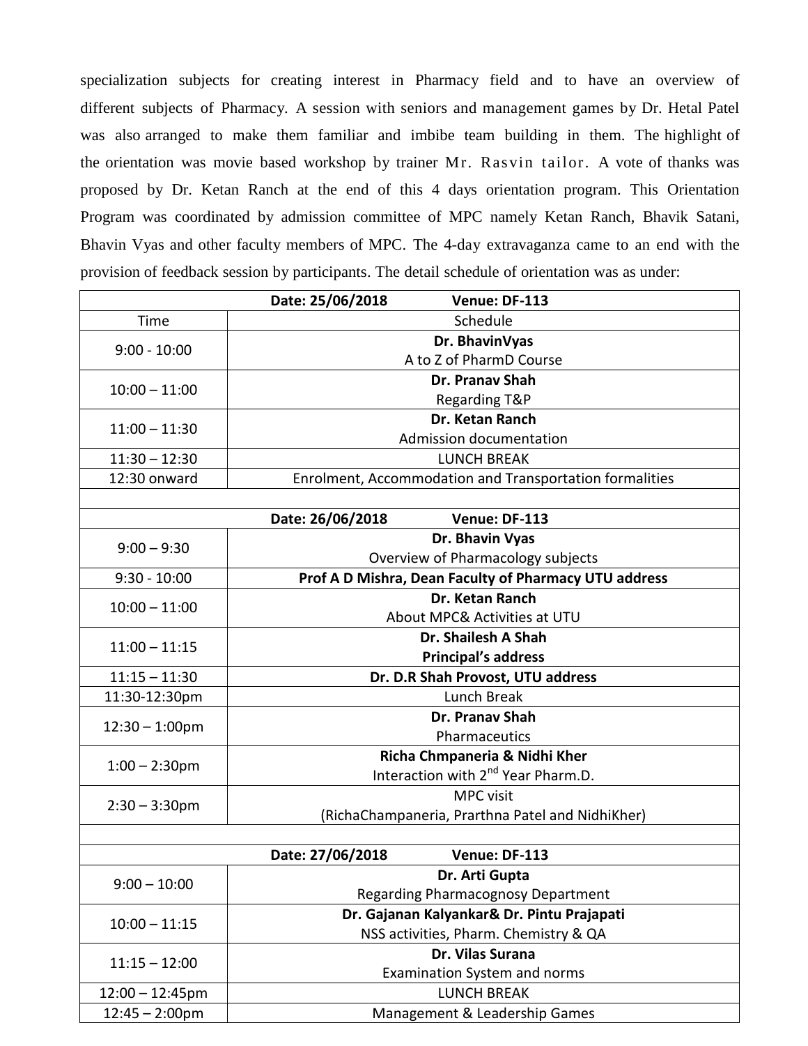specialization subjects for creating interest in Pharmacy field and to have an overview of different subjects of Pharmacy. A session with seniors and management games by Dr. Hetal Patel was also arranged to make them familiar and imbibe team building in them. The highlight of the orientation was movie based workshop by trainer Mr. Rasvin tailor. A vote of thanks was proposed by Dr. Ketan Ranch at the end of this 4 days orientation program. This Orientation Program was coordinated by admission committee of MPC namely Ketan Ranch, Bhavik Satani, Bhavin Vyas and other faculty members of MPC. The 4-day extravaganza came to an end with the provision of feedback session by participants. The detail schedule of orientation was as under:

| **Date: 25/06/2018 Venue: DF-113** | |
|---|---|
| Time | Schedule |
| 9:00 - 10:00 | **Dr. BhavinVyas**<br>A to Z of PharmD Course |
| 10:00 – 11:00 | **Dr. Pranav Shah**<br>Regarding T&P |
| 11:00 – 11:30 | **Dr. Ketan Ranch**<br>Admission documentation |
| 11:30 – 12:30 | LUNCH BREAK |
| 12:30 onward | Enrolment, Accommodation and Transportation formalities |
| | |
| **Date: 26/06/2018 Venue: DF-113** | |
| 9:00 – 9:30 | **Dr. Bhavin Vyas**<br>Overview of Pharmacology subjects |
| 9:30 - 10:00 | **Prof A D Mishra, Dean Faculty of Pharmacy UTU address** |
| 10:00 – 11:00 | **Dr. Ketan Ranch**<br>About MPC& Activities at UTU |
| 11:00 – 11:15 | **Dr. Shailesh A Shah**<br>**Principal's address** |
| 11:15 – 11:30 | **Dr. D.R Shah Provost, UTU address** |
| 11:30-12:30pm | Lunch Break |
| 12:30 – 1:00pm | **Dr. Pranav Shah**<br>Pharmaceutics |
| 1:00 – 2:30pm | **Richa Chmpaneria & Nidhi Kher**<br>Interaction with 2nd Year Pharm.D. |
| 2:30 – 3:30pm | MPC visit<br>(RichaChampaneria, Prarthna Patel and NidhiKher) |
| | |
| **Date: 27/06/2018 Venue: DF-113** | |
| 9:00 – 10:00 | **Dr. Arti Gupta**<br>Regarding Pharmacognosy Department |
| 10:00 – 11:15 | **Dr. Gajanan Kalyankar& Dr. Pintu Prajapati**<br>NSS activities, Pharm. Chemistry & QA |
| 11:15 – 12:00 | **Dr. Vilas Surana**<br>Examination System and norms |
| 12:00 – 12:45pm | LUNCH BREAK |
| 12:45 – 2:00pm | Management & Leadership Games |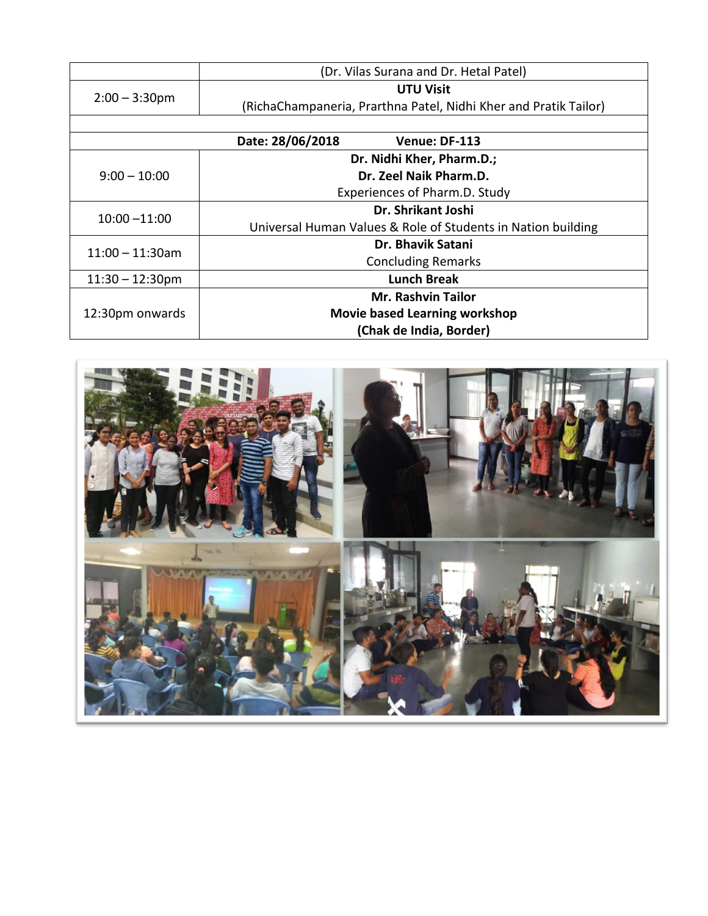| | |
|---|---|
| | (Dr. Vilas Surana and Dr. Hetal Patel) |
| 2:00 – 3:30pm | **UTU Visit**<br>(RichaChampaneria, Prarthna Patel, Nidhi Kher and Pratik Tailor) |
| | |
| **Date: 28/06/2018** | **Venue: DF-113** |
| 9:00 – 10:00 | **Dr. Nidhi Kher, Pharm.D.;**<br>**Dr. Zeel Naik Pharm.D.**<br>Experiences of Pharm.D. Study |
| 10:00 –11:00 | **Dr. Shrikant Joshi**<br>Universal Human Values & Role of Students in Nation building |
| 11:00 – 11:30am | **Dr. Bhavik Satani**<br>Concluding Remarks |
| 11:30 – 12:30pm | **Lunch Break** |
| 12:30pm onwards | **Mr. Rashvin Tailor**<br>**Movie based Learning workshop**<br>**(Chak de India, Border)** |